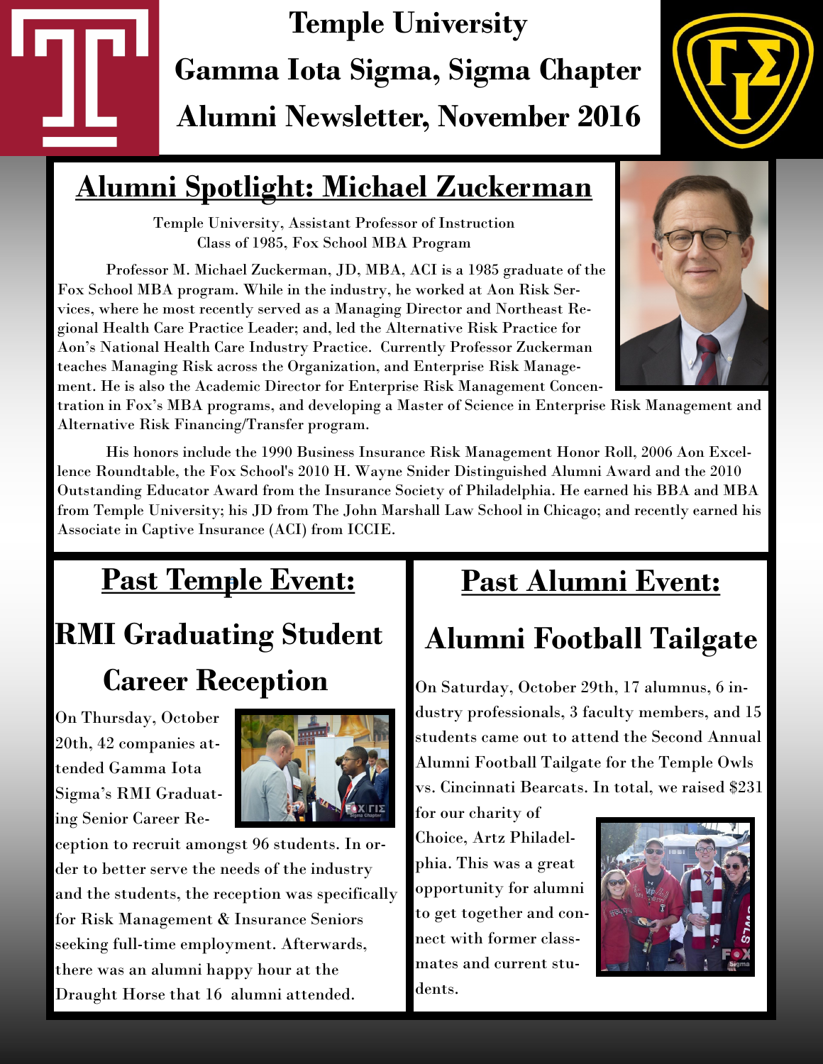# Temple University
# Gamma Iota Sigma, Sigma Chapter
# Alumni Newsletter, November 2016

## Alumni Spotlight: Michael Zuckerman

Temple University, Assistant Professor of Instruction
Class of 1985, Fox School MBA Program

Professor M. Michael Zuckerman, JD, MBA, ACI is a 1985 graduate of the Fox School MBA program. While in the industry, he worked at Aon Risk Services, where he most recently served as a Managing Director and Northeast Regional Health Care Practice Leader; and, led the Alternative Risk Practice for Aon's National Health Care Industry Practice. Currently Professor Zuckerman teaches Managing Risk across the Organization, and Enterprise Risk Management. He is also the Academic Director for Enterprise Risk Management Concentration in Fox's MBA programs, and developing a Master of Science in Enterprise Risk Management and Alternative Risk Financing/Transfer program.

His honors include the 1990 Business Insurance Risk Management Honor Roll, 2006 Aon Excellence Roundtable, the Fox School's 2010 H. Wayne Snider Distinguished Alumni Award and the 2010 Outstanding Educator Award from the Insurance Society of Philadelphia. He earned his BBA and MBA from Temple University; his JD from The John Marshall Law School in Chicago; and recently earned his Associate in Captive Insurance (ACI) from ICCIE.

## Past Temple Event:

### RMI Graduating Student Career Reception

On Thursday, October 20th, 42 companies attended Gamma Iota Sigma's RMI Graduating Senior Career Reception to recruit amongst 96 students. In order to better serve the needs of the industry and the students, the reception was specifically for Risk Management & Insurance Seniors seeking full-time employment. Afterwards, there was an alumni happy hour at the Draught Horse that 16 alumni attended.

## Past Alumni Event:

### Alumni Football Tailgate

On Saturday, October 29th, 17 alumnus, 6 industry professionals, 3 faculty members, and 15 students came out to attend the Second Annual Alumni Football Tailgate for the Temple Owls vs. Cincinnati Bearcats. In total, we raised $231 for our charity of Choice, Artz Philadelphia. This was a great opportunity for alumni to get together and connect with former classmates and current students.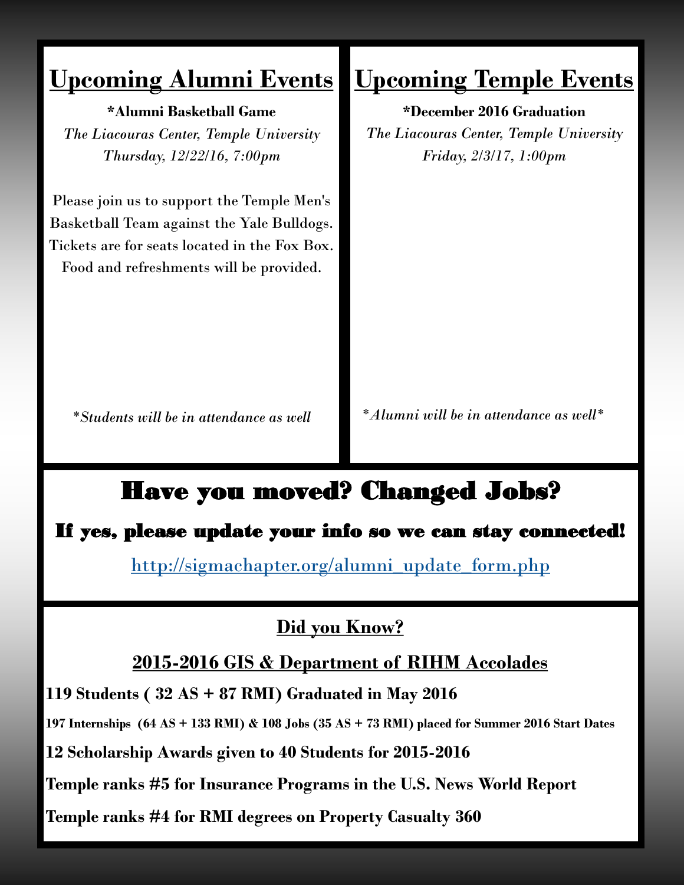## Upcoming Alumni Events

**\*Alumni Basketball Game**

*The Liacouras Center, Temple University*

*Thursday, 12/22/16, 7:00pm*

Please join us to support the Temple Men's Basketball Team against the Yale Bulldogs. Tickets are for seats located in the Fox Box. Food and refreshments will be provided.

*\*Students will be in attendance as well*

## Upcoming Temple Events

**\*December 2016 Graduation**

*The Liacouras Center, Temple University*

*Friday, 2/3/17, 1:00pm*

*\*Alumni will be in attendance as well\**

# Have you moved? Changed Jobs?

## If yes, please update your info so we can stay connected!

http://sigmachapter.org/alumni_update_form.php

### Did you Know?

### 2015-2016 GIS & Department of RIHM Accolades

**119 Students ( 32 AS + 87 RMI) Graduated in May 2016**

**197 Internships (64 AS + 133 RMI) & 108 Jobs (35 AS + 73 RMI) placed for Summer 2016 Start Dates**

**12 Scholarship Awards given to 40 Students for 2015-2016**

**Temple ranks #5 for Insurance Programs in the U.S. News World Report**

**Temple ranks #4 for RMI degrees on Property Casualty 360**